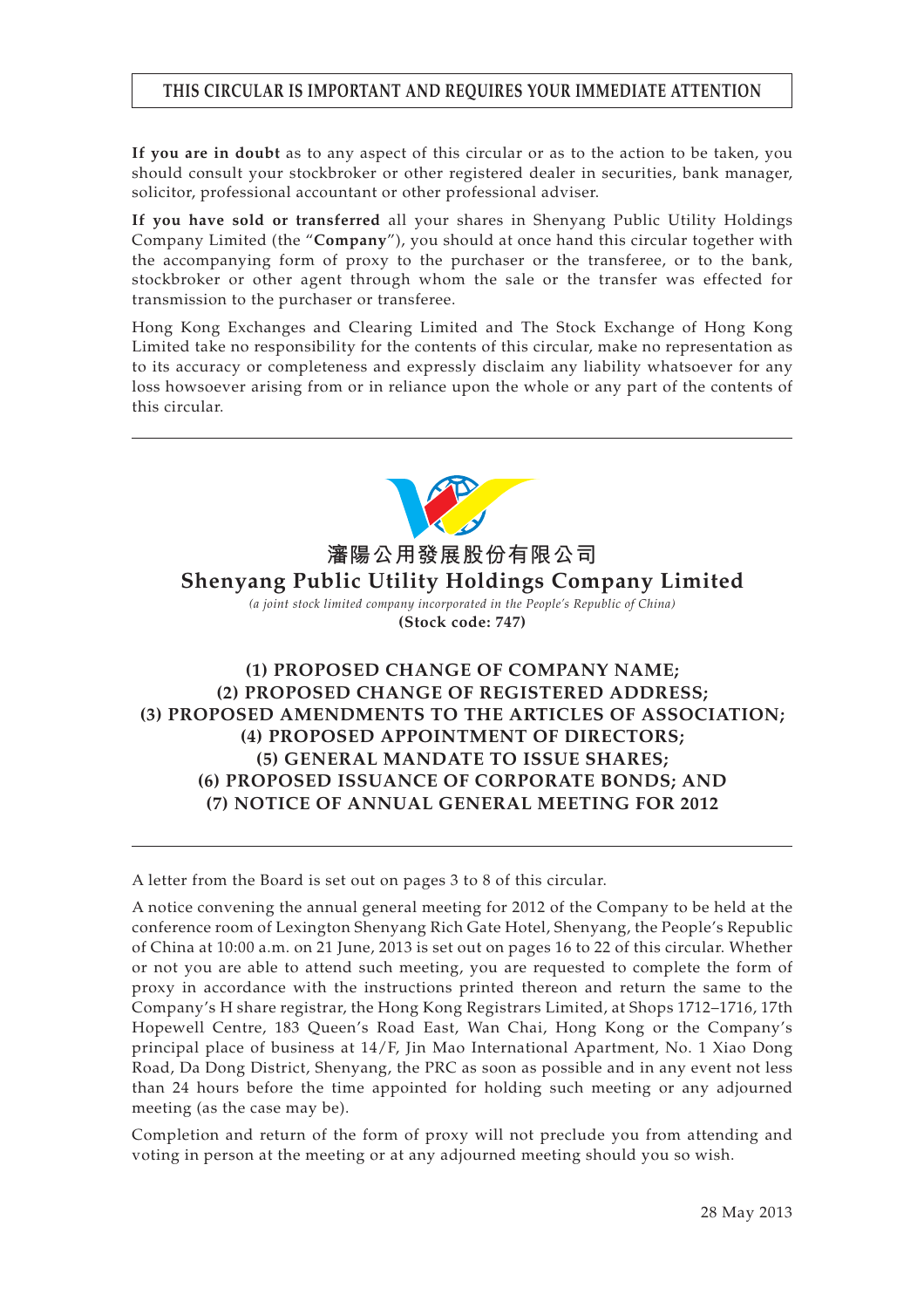**THIS CIRCULAR IS IMPORTANT AND REQUIRES YOUR IMMEDIATE ATTENTION**

**If you are in doubt** as to any aspect of this circular or as to the action to be taken, you should consult your stockbroker or other registered dealer in securities, bank manager, solicitor, professional accountant or other professional adviser.

**If you have sold or transferred** all your shares in Shenyang Public Utility Holdings Company Limited (the "**Company**"), you should at once hand this circular together with the accompanying form of proxy to the purchaser or the transferee, or to the bank, stockbroker or other agent through whom the sale or the transfer was effected for transmission to the purchaser or transferee.

Hong Kong Exchanges and Clearing Limited and The Stock Exchange of Hong Kong Limited take no responsibility for the contents of this circular, make no representation as to its accuracy or completeness and expressly disclaim any liability whatsoever for any loss howsoever arising from or in reliance upon the whole or any part of the contents of this circular.

---

# 瀋陽公用發展股份有限公司
# Shenyang Public Utility Holdings Company Limited

*(a joint stock limited company incorporated in the People's Republic of China)*

**(Stock code: 747)**

## (1) PROPOSED CHANGE OF COMPANY NAME;
## (2) PROPOSED CHANGE OF REGISTERED ADDRESS;
## (3) PROPOSED AMENDMENTS TO THE ARTICLES OF ASSOCIATION;
## (4) PROPOSED APPOINTMENT OF DIRECTORS;
## (5) GENERAL MANDATE TO ISSUE SHARES;
## (6) PROPOSED ISSUANCE OF CORPORATE BONDS; AND
## (7) NOTICE OF ANNUAL GENERAL MEETING FOR 2012

---

A letter from the Board is set out on pages 3 to 8 of this circular.

A notice convening the annual general meeting for 2012 of the Company to be held at the conference room of Lexington Shenyang Rich Gate Hotel, Shenyang, the People's Republic of China at 10:00 a.m. on 21 June, 2013 is set out on pages 16 to 22 of this circular. Whether or not you are able to attend such meeting, you are requested to complete the form of proxy in accordance with the instructions printed thereon and return the same to the Company's H share registrar, the Hong Kong Registrars Limited, at Shops 1712–1716, 17th Hopewell Centre, 183 Queen's Road East, Wan Chai, Hong Kong or the Company's principal place of business at 14/F, Jin Mao International Apartment, No. 1 Xiao Dong Road, Da Dong District, Shenyang, the PRC as soon as possible and in any event not less than 24 hours before the time appointed for holding such meeting or any adjourned meeting (as the case may be).

Completion and return of the form of proxy will not preclude you from attending and voting in person at the meeting or at any adjourned meeting should you so wish.

28 May 2013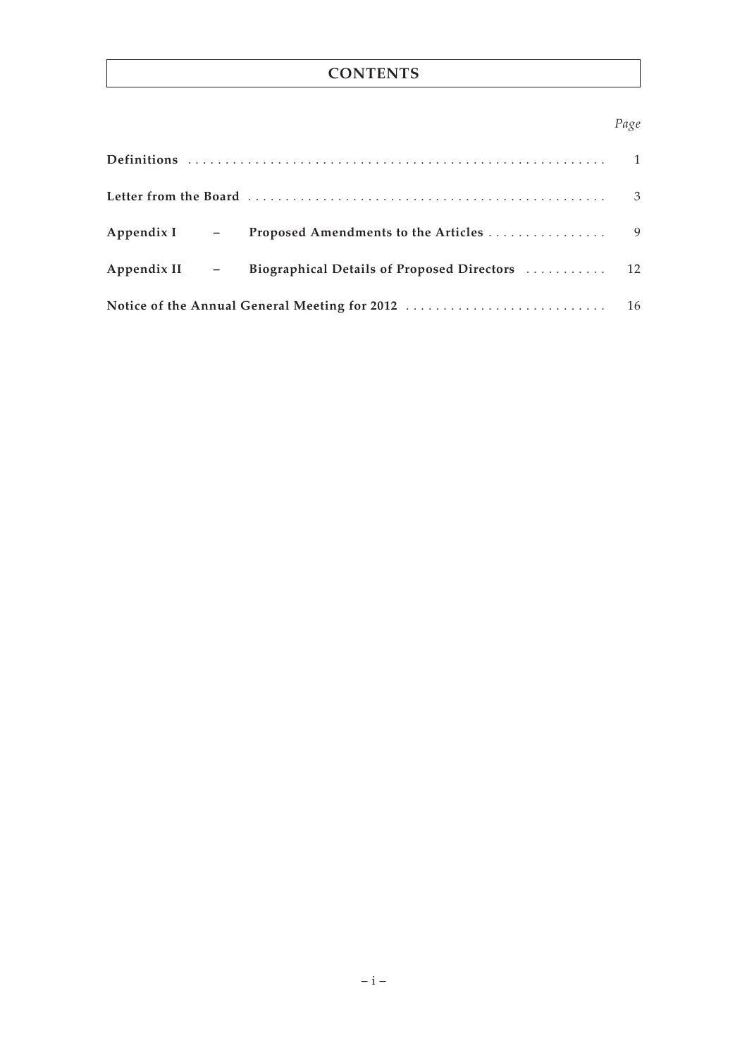# CONTENTS

| | Page |
|---|---|
| **Definitions** | 1 |
| **Letter from the Board** | 3 |
| **Appendix I – Proposed Amendments to the Articles** | 9 |
| **Appendix II – Biographical Details of Proposed Directors** | 12 |
| **Notice of the Annual General Meeting for 2012** | 16 |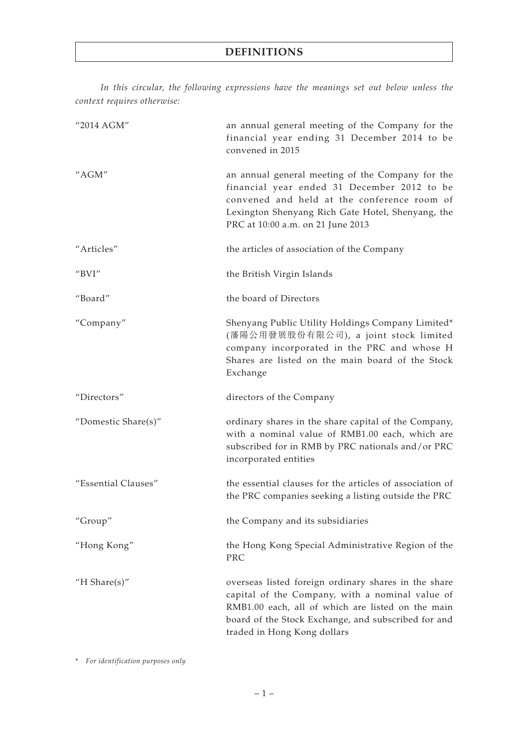# DEFINITIONS

*In this circular, the following expressions have the meanings set out below unless the context requires otherwise:*

| | |
|---|---|
| "2014 AGM" | an annual general meeting of the Company for the financial year ending 31 December 2014 to be convened in 2015 |
| "AGM" | an annual general meeting of the Company for the financial year ended 31 December 2012 to be convened and held at the conference room of Lexington Shenyang Rich Gate Hotel, Shenyang, the PRC at 10:00 a.m. on 21 June 2013 |
| "Articles" | the articles of association of the Company |
| "BVI" | the British Virgin Islands |
| "Board" | the board of Directors |
| "Company" | Shenyang Public Utility Holdings Company Limited* (瀋陽公用發展股份有限公司), a joint stock limited company incorporated in the PRC and whose H Shares are listed on the main board of the Stock Exchange |
| "Directors" | directors of the Company |
| "Domestic Share(s)" | ordinary shares in the share capital of the Company, with a nominal value of RMB1.00 each, which are subscribed for in RMB by PRC nationals and/or PRC incorporated entities |
| "Essential Clauses" | the essential clauses for the articles of association of the PRC companies seeking a listing outside the PRC |
| "Group" | the Company and its subsidiaries |
| "Hong Kong" | the Hong Kong Special Administrative Region of the PRC |
| "H Share(s)" | overseas listed foreign ordinary shares in the share capital of the Company, with a nominal value of RMB1.00 each, all of which are listed on the main board of the Stock Exchange, and subscribed for and traded in Hong Kong dollars |

\* *For identification purposes only*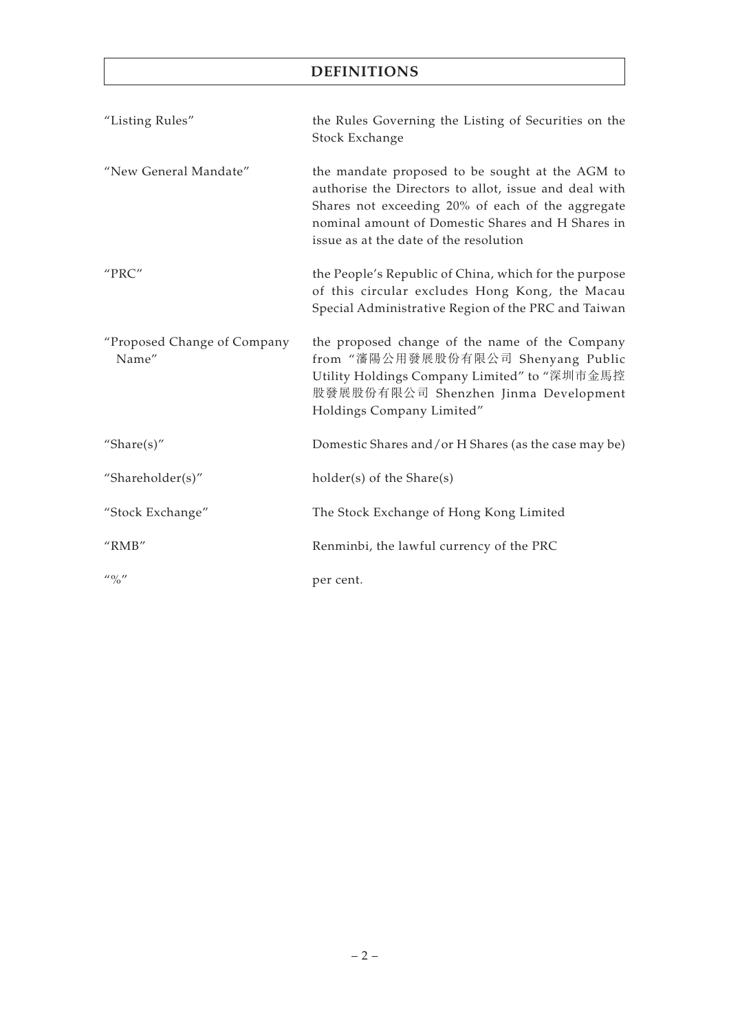## DEFINITIONS

| | |
|---|---|
| "Listing Rules" | the Rules Governing the Listing of Securities on the Stock Exchange |
| "New General Mandate" | the mandate proposed to be sought at the AGM to authorise the Directors to allot, issue and deal with Shares not exceeding 20% of each of the aggregate nominal amount of Domestic Shares and H Shares in issue as at the date of the resolution |
| "PRC" | the People's Republic of China, which for the purpose of this circular excludes Hong Kong, the Macau Special Administrative Region of the PRC and Taiwan |
| "Proposed Change of Company Name" | the proposed change of the name of the Company from "瀋陽公用發展股份有限公司 Shenyang Public Utility Holdings Company Limited" to "深圳市金馬控股發展股份有限公司 Shenzhen Jinma Development Holdings Company Limited" |
| "Share(s)" | Domestic Shares and/or H Shares (as the case may be) |
| "Shareholder(s)" | holder(s) of the Share(s) |
| "Stock Exchange" | The Stock Exchange of Hong Kong Limited |
| "RMB" | Renminbi, the lawful currency of the PRC |
| "%" | per cent. |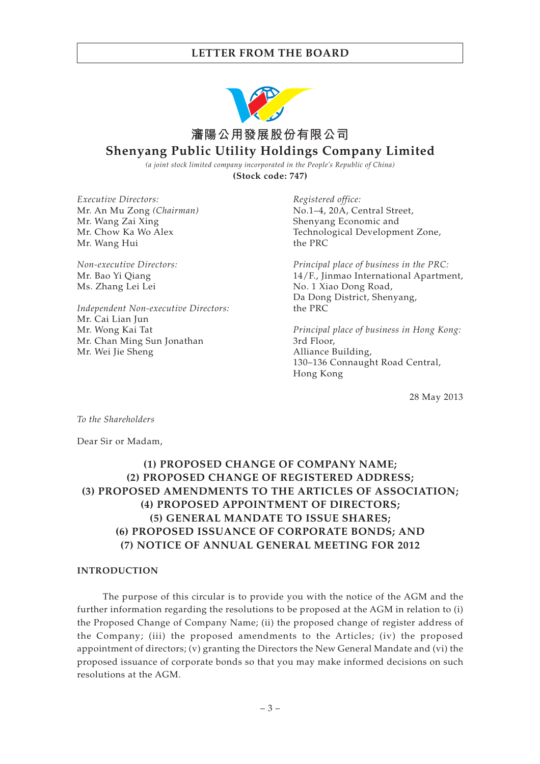# 瀋陽公用發展股份有限公司
# Shenyang Public Utility Holdings Company Limited

*(a joint stock limited company incorporated in the People's Republic of China)*

**(Stock code: 747)**

*Executive Directors:*
Mr. An Mu Zong *(Chairman)*
Mr. Wang Zai Xing
Mr. Chow Ka Wo Alex
Mr. Wang Hui

*Non-executive Directors:*
Mr. Bao Yi Qiang
Ms. Zhang Lei Lei

*Independent Non-executive Directors:*
Mr. Cai Lian Jun
Mr. Wong Kai Tat
Mr. Chan Ming Sun Jonathan
Mr. Wei Jie Sheng

*Registered office:*
No.1–4, 20A, Central Street,
Shenyang Economic and
Technological Development Zone,
the PRC

*Principal place of business in the PRC:*
14/F., Jinmao International Apartment,
No. 1 Xiao Dong Road,
Da Dong District, Shenyang,
the PRC

*Principal place of business in Hong Kong:*
3rd Floor,
Alliance Building,
130–136 Connaught Road Central,
Hong Kong

28 May 2013

*To the Shareholders*

Dear Sir or Madam,

**(1) PROPOSED CHANGE OF COMPANY NAME;
(2) PROPOSED CHANGE OF REGISTERED ADDRESS;
(3) PROPOSED AMENDMENTS TO THE ARTICLES OF ASSOCIATION;
(4) PROPOSED APPOINTMENT OF DIRECTORS;
(5) GENERAL MANDATE TO ISSUE SHARES;
(6) PROPOSED ISSUANCE OF CORPORATE BONDS; AND
(7) NOTICE OF ANNUAL GENERAL MEETING FOR 2012**

## INTRODUCTION

The purpose of this circular is to provide you with the notice of the AGM and the further information regarding the resolutions to be proposed at the AGM in relation to (i) the Proposed Change of Company Name; (ii) the proposed change of register address of the Company; (iii) the proposed amendments to the Articles; (iv) the proposed appointment of directors; (v) granting the Directors the New General Mandate and (vi) the proposed issuance of corporate bonds so that you may make informed decisions on such resolutions at the AGM.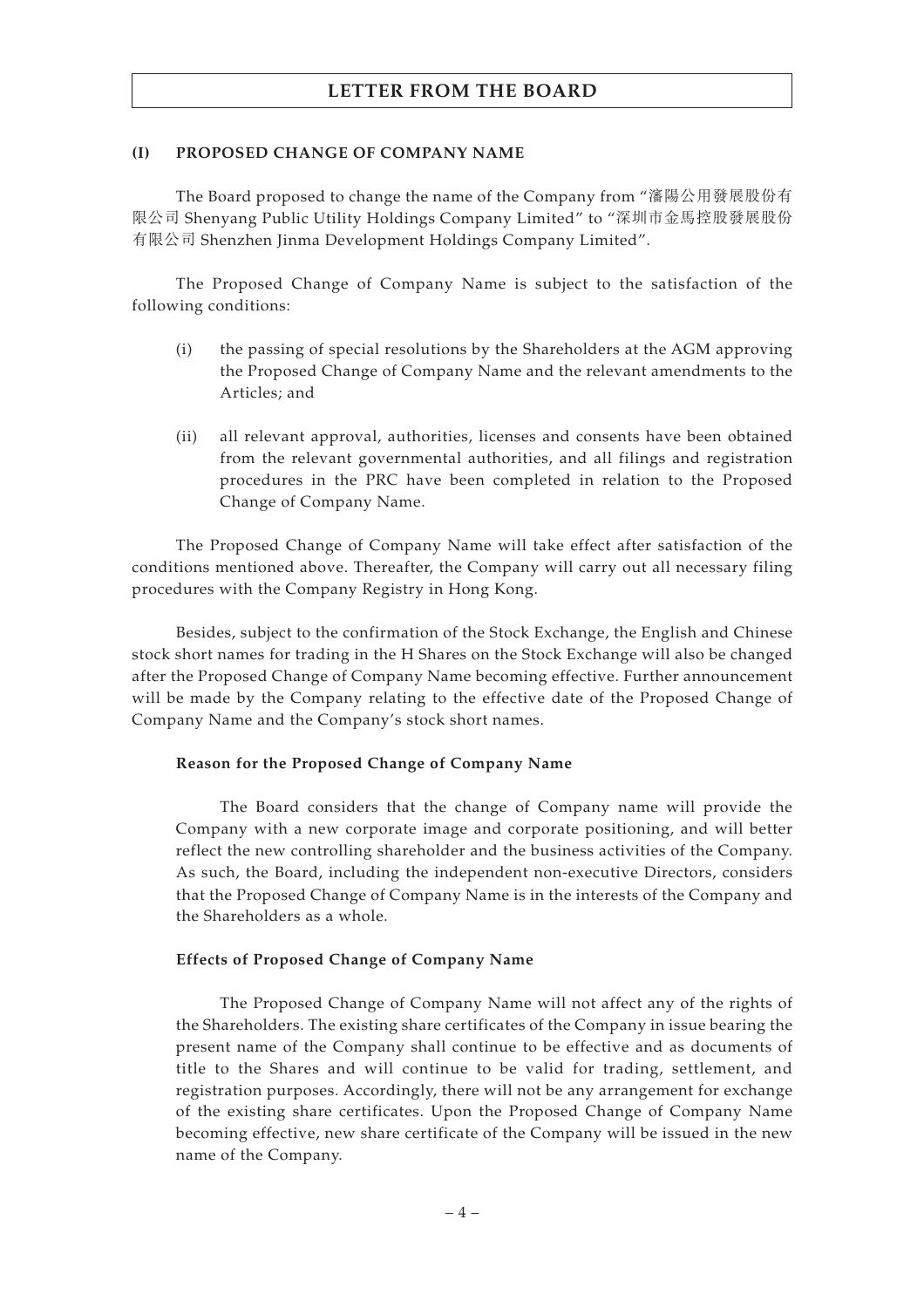## LETTER FROM THE BOARD

### (I) PROPOSED CHANGE OF COMPANY NAME

The Board proposed to change the name of the Company from "瀋陽公用發展股份有限公司 Shenyang Public Utility Holdings Company Limited" to "深圳市金馬控股發展股份有限公司 Shenzhen Jinma Development Holdings Company Limited".

The Proposed Change of Company Name is subject to the satisfaction of the following conditions:

(i) the passing of special resolutions by the Shareholders at the AGM approving the Proposed Change of Company Name and the relevant amendments to the Articles; and

(ii) all relevant approval, authorities, licenses and consents have been obtained from the relevant governmental authorities, and all filings and registration procedures in the PRC have been completed in relation to the Proposed Change of Company Name.

The Proposed Change of Company Name will take effect after satisfaction of the conditions mentioned above. Thereafter, the Company will carry out all necessary filing procedures with the Company Registry in Hong Kong.

Besides, subject to the confirmation of the Stock Exchange, the English and Chinese stock short names for trading in the H Shares on the Stock Exchange will also be changed after the Proposed Change of Company Name becoming effective. Further announcement will be made by the Company relating to the effective date of the Proposed Change of Company Name and the Company's stock short names.

#### Reason for the Proposed Change of Company Name

The Board considers that the change of Company name will provide the Company with a new corporate image and corporate positioning, and will better reflect the new controlling shareholder and the business activities of the Company. As such, the Board, including the independent non-executive Directors, considers that the Proposed Change of Company Name is in the interests of the Company and the Shareholders as a whole.

#### Effects of Proposed Change of Company Name

The Proposed Change of Company Name will not affect any of the rights of the Shareholders. The existing share certificates of the Company in issue bearing the present name of the Company shall continue to be effective and as documents of title to the Shares and will continue to be valid for trading, settlement, and registration purposes. Accordingly, there will not be any arrangement for exchange of the existing share certificates. Upon the Proposed Change of Company Name becoming effective, new share certificate of the Company will be issued in the new name of the Company.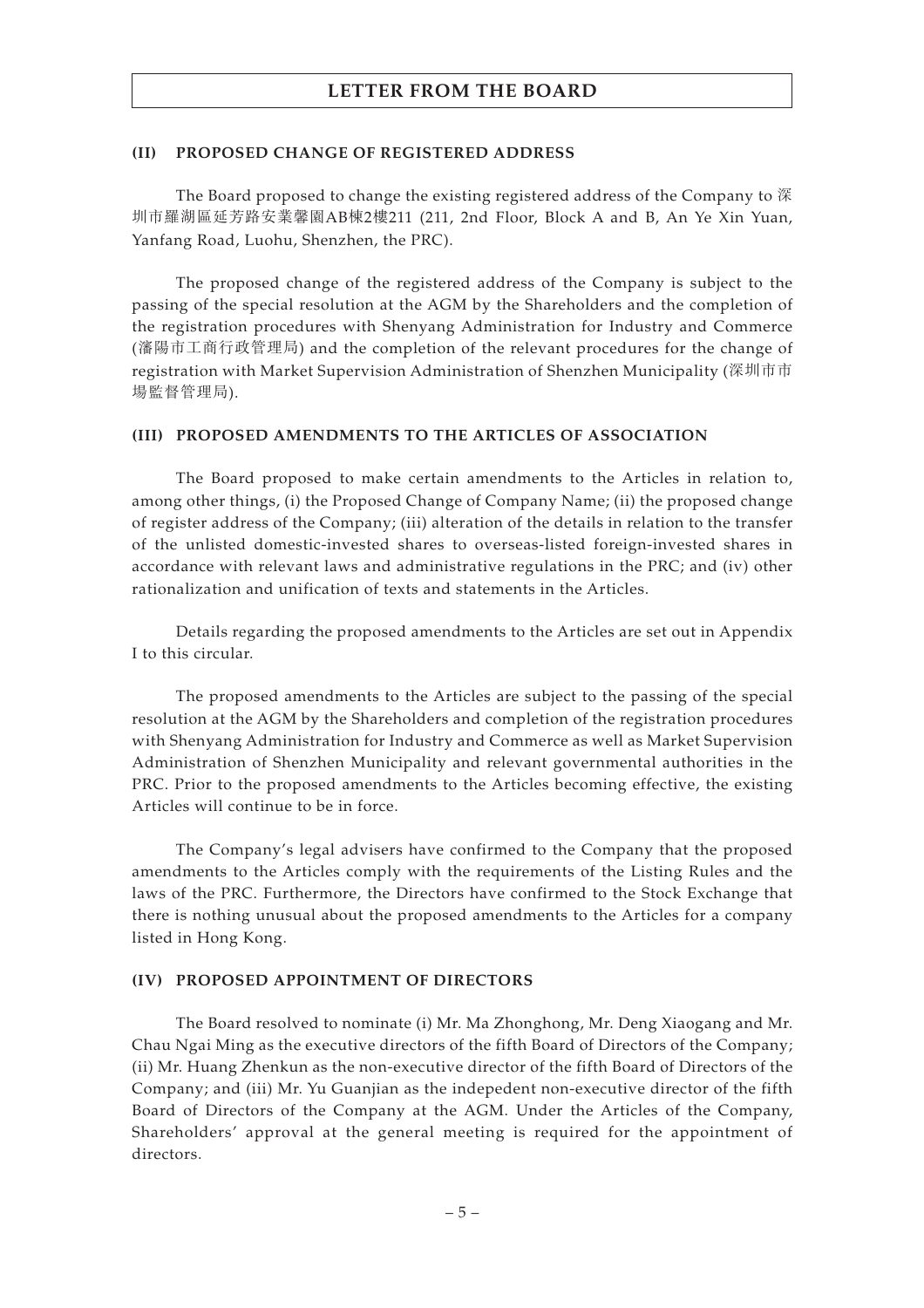## (II) PROPOSED CHANGE OF REGISTERED ADDRESS

The Board proposed to change the existing registered address of the Company to 深圳市羅湖區延芳路安業馨園AB棟2樓211 (211, 2nd Floor, Block A and B, An Ye Xin Yuan, Yanfang Road, Luohu, Shenzhen, the PRC).

The proposed change of the registered address of the Company is subject to the passing of the special resolution at the AGM by the Shareholders and the completion of the registration procedures with Shenyang Administration for Industry and Commerce (瀋陽市工商行政管理局) and the completion of the relevant procedures for the change of registration with Market Supervision Administration of Shenzhen Municipality (深圳市市場監督管理局).

## (III) PROPOSED AMENDMENTS TO THE ARTICLES OF ASSOCIATION

The Board proposed to make certain amendments to the Articles in relation to, among other things, (i) the Proposed Change of Company Name; (ii) the proposed change of register address of the Company; (iii) alteration of the details in relation to the transfer of the unlisted domestic-invested shares to overseas-listed foreign-invested shares in accordance with relevant laws and administrative regulations in the PRC; and (iv) other rationalization and unification of texts and statements in the Articles.

Details regarding the proposed amendments to the Articles are set out in Appendix I to this circular.

The proposed amendments to the Articles are subject to the passing of the special resolution at the AGM by the Shareholders and completion of the registration procedures with Shenyang Administration for Industry and Commerce as well as Market Supervision Administration of Shenzhen Municipality and relevant governmental authorities in the PRC. Prior to the proposed amendments to the Articles becoming effective, the existing Articles will continue to be in force.

The Company's legal advisers have confirmed to the Company that the proposed amendments to the Articles comply with the requirements of the Listing Rules and the laws of the PRC. Furthermore, the Directors have confirmed to the Stock Exchange that there is nothing unusual about the proposed amendments to the Articles for a company listed in Hong Kong.

## (IV) PROPOSED APPOINTMENT OF DIRECTORS

The Board resolved to nominate (i) Mr. Ma Zhonghong, Mr. Deng Xiaogang and Mr. Chau Ngai Ming as the executive directors of the fifth Board of Directors of the Company; (ii) Mr. Huang Zhenkun as the non-executive director of the fifth Board of Directors of the Company; and (iii) Mr. Yu Guanjian as the indepedent non-executive director of the fifth Board of Directors of the Company at the AGM. Under the Articles of the Company, Shareholders' approval at the general meeting is required for the appointment of directors.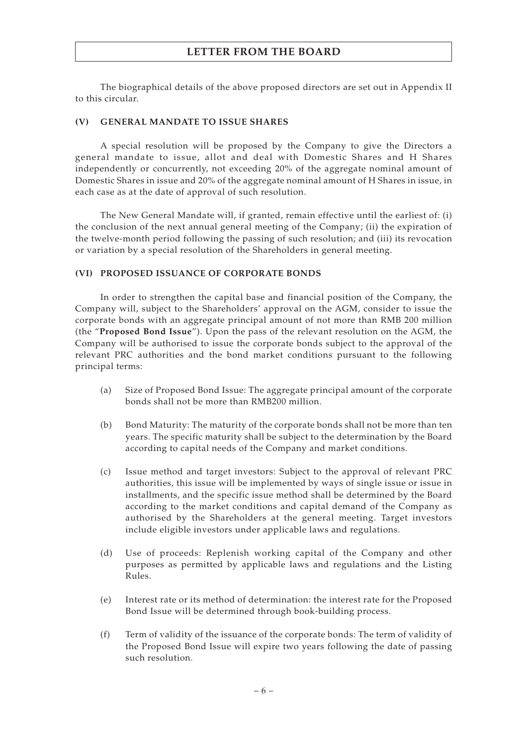The biographical details of the above proposed directors are set out in Appendix II to this circular.

### (V) GENERAL MANDATE TO ISSUE SHARES

A special resolution will be proposed by the Company to give the Directors a general mandate to issue, allot and deal with Domestic Shares and H Shares independently or concurrently, not exceeding 20% of the aggregate nominal amount of Domestic Shares in issue and 20% of the aggregate nominal amount of H Shares in issue, in each case as at the date of approval of such resolution.

The New General Mandate will, if granted, remain effective until the earliest of: (i) the conclusion of the next annual general meeting of the Company; (ii) the expiration of the twelve-month period following the passing of such resolution; and (iii) its revocation or variation by a special resolution of the Shareholders in general meeting.

### (VI) PROPOSED ISSUANCE OF CORPORATE BONDS

In order to strengthen the capital base and financial position of the Company, the Company will, subject to the Shareholders' approval on the AGM, consider to issue the corporate bonds with an aggregate principal amount of not more than RMB 200 million (the "**Proposed Bond Issue**"). Upon the pass of the relevant resolution on the AGM, the Company will be authorised to issue the corporate bonds subject to the approval of the relevant PRC authorities and the bond market conditions pursuant to the following principal terms:

(a) Size of Proposed Bond Issue: The aggregate principal amount of the corporate bonds shall not be more than RMB200 million.

(b) Bond Maturity: The maturity of the corporate bonds shall not be more than ten years. The specific maturity shall be subject to the determination by the Board according to capital needs of the Company and market conditions.

(c) Issue method and target investors: Subject to the approval of relevant PRC authorities, this issue will be implemented by ways of single issue or issue in installments, and the specific issue method shall be determined by the Board according to the market conditions and capital demand of the Company as authorised by the Shareholders at the general meeting. Target investors include eligible investors under applicable laws and regulations.

(d) Use of proceeds: Replenish working capital of the Company and other purposes as permitted by applicable laws and regulations and the Listing Rules.

(e) Interest rate or its method of determination: the interest rate for the Proposed Bond Issue will be determined through book-building process.

(f) Term of validity of the issuance of the corporate bonds: The term of validity of the Proposed Bond Issue will expire two years following the date of passing such resolution.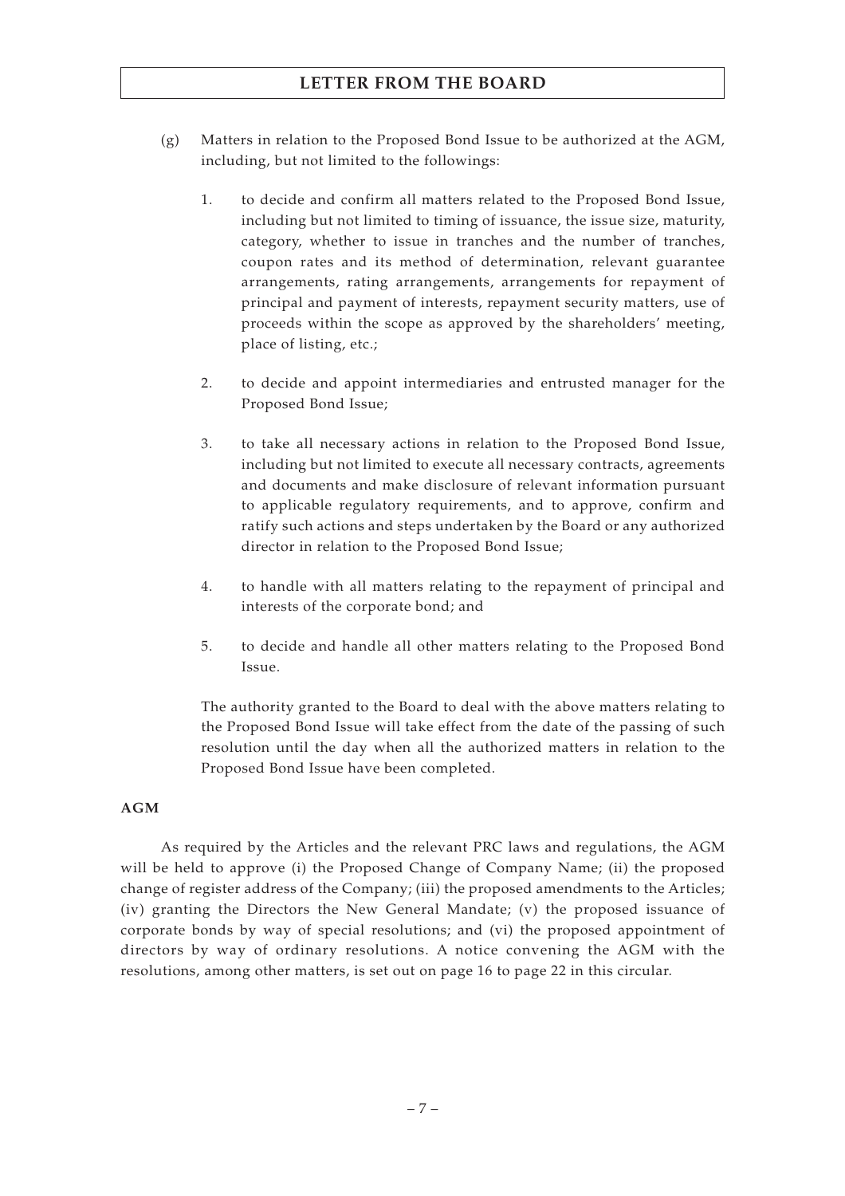(g) Matters in relation to the Proposed Bond Issue to be authorized at the AGM, including, but not limited to the followings:

1. to decide and confirm all matters related to the Proposed Bond Issue, including but not limited to timing of issuance, the issue size, maturity, category, whether to issue in tranches and the number of tranches, coupon rates and its method of determination, relevant guarantee arrangements, rating arrangements, arrangements for repayment of principal and payment of interests, repayment security matters, use of proceeds within the scope as approved by the shareholders' meeting, place of listing, etc.;

2. to decide and appoint intermediaries and entrusted manager for the Proposed Bond Issue;

3. to take all necessary actions in relation to the Proposed Bond Issue, including but not limited to execute all necessary contracts, agreements and documents and make disclosure of relevant information pursuant to applicable regulatory requirements, and to approve, confirm and ratify such actions and steps undertaken by the Board or any authorized director in relation to the Proposed Bond Issue;

4. to handle with all matters relating to the repayment of principal and interests of the corporate bond; and

5. to decide and handle all other matters relating to the Proposed Bond Issue.

The authority granted to the Board to deal with the above matters relating to the Proposed Bond Issue will take effect from the date of the passing of such resolution until the day when all the authorized matters in relation to the Proposed Bond Issue have been completed.

**AGM**

As required by the Articles and the relevant PRC laws and regulations, the AGM will be held to approve (i) the Proposed Change of Company Name; (ii) the proposed change of register address of the Company; (iii) the proposed amendments to the Articles; (iv) granting the Directors the New General Mandate; (v) the proposed issuance of corporate bonds by way of special resolutions; and (vi) the proposed appointment of directors by way of ordinary resolutions. A notice convening the AGM with the resolutions, among other matters, is set out on page 16 to page 22 in this circular.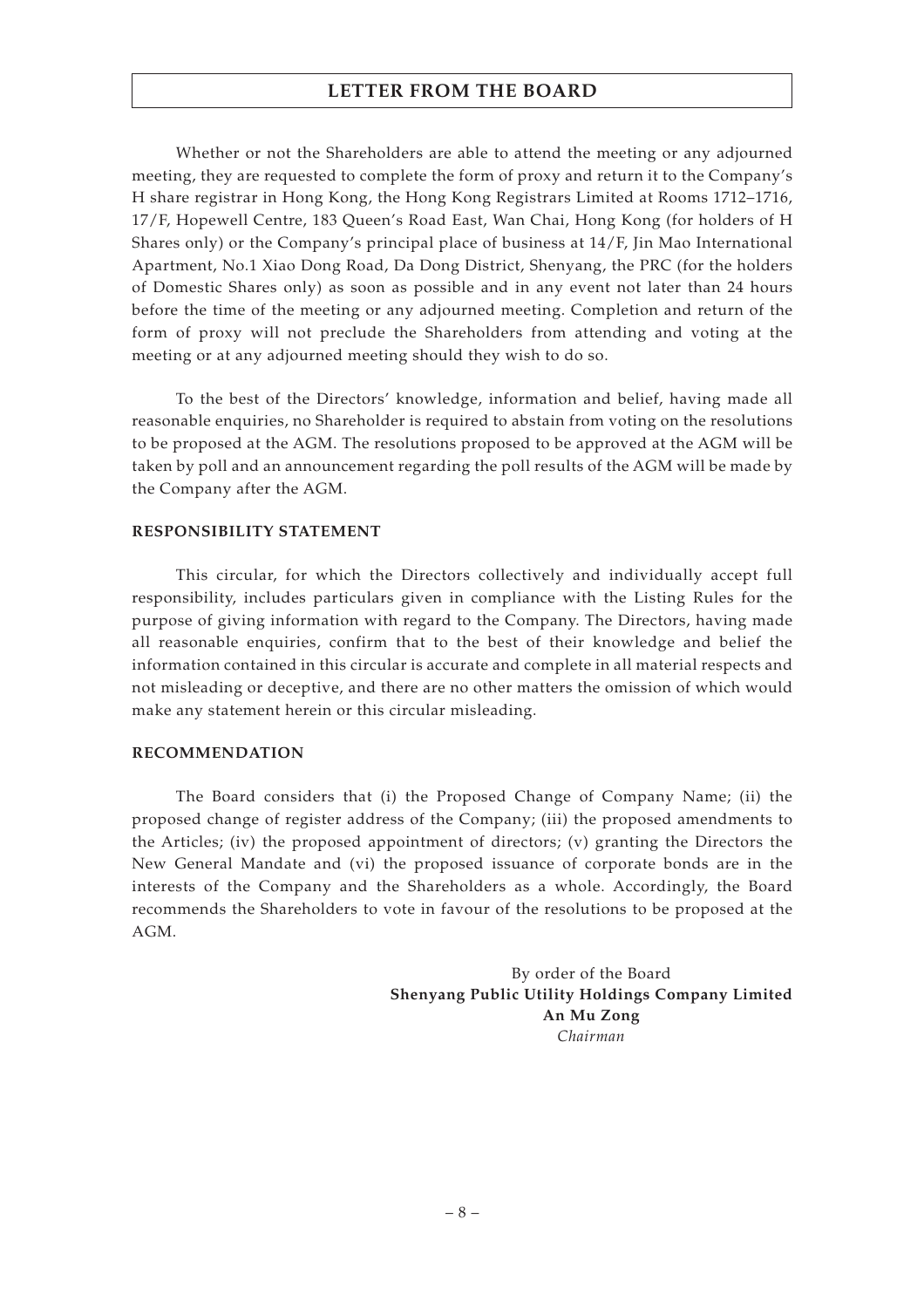Whether or not the Shareholders are able to attend the meeting or any adjourned meeting, they are requested to complete the form of proxy and return it to the Company's H share registrar in Hong Kong, the Hong Kong Registrars Limited at Rooms 1712–1716, 17/F, Hopewell Centre, 183 Queen's Road East, Wan Chai, Hong Kong (for holders of H Shares only) or the Company's principal place of business at 14/F, Jin Mao International Apartment, No.1 Xiao Dong Road, Da Dong District, Shenyang, the PRC (for the holders of Domestic Shares only) as soon as possible and in any event not later than 24 hours before the time of the meeting or any adjourned meeting. Completion and return of the form of proxy will not preclude the Shareholders from attending and voting at the meeting or at any adjourned meeting should they wish to do so.

To the best of the Directors' knowledge, information and belief, having made all reasonable enquiries, no Shareholder is required to abstain from voting on the resolutions to be proposed at the AGM. The resolutions proposed to be approved at the AGM will be taken by poll and an announcement regarding the poll results of the AGM will be made by the Company after the AGM.

**RESPONSIBILITY STATEMENT**

This circular, for which the Directors collectively and individually accept full responsibility, includes particulars given in compliance with the Listing Rules for the purpose of giving information with regard to the Company. The Directors, having made all reasonable enquiries, confirm that to the best of their knowledge and belief the information contained in this circular is accurate and complete in all material respects and not misleading or deceptive, and there are no other matters the omission of which would make any statement herein or this circular misleading.

**RECOMMENDATION**

The Board considers that (i) the Proposed Change of Company Name; (ii) the proposed change of register address of the Company; (iii) the proposed amendments to the Articles; (iv) the proposed appointment of directors; (v) granting the Directors the New General Mandate and (vi) the proposed issuance of corporate bonds are in the interests of the Company and the Shareholders as a whole. Accordingly, the Board recommends the Shareholders to vote in favour of the resolutions to be proposed at the AGM.

By order of the Board
**Shenyang Public Utility Holdings Company Limited**
**An Mu Zong**
*Chairman*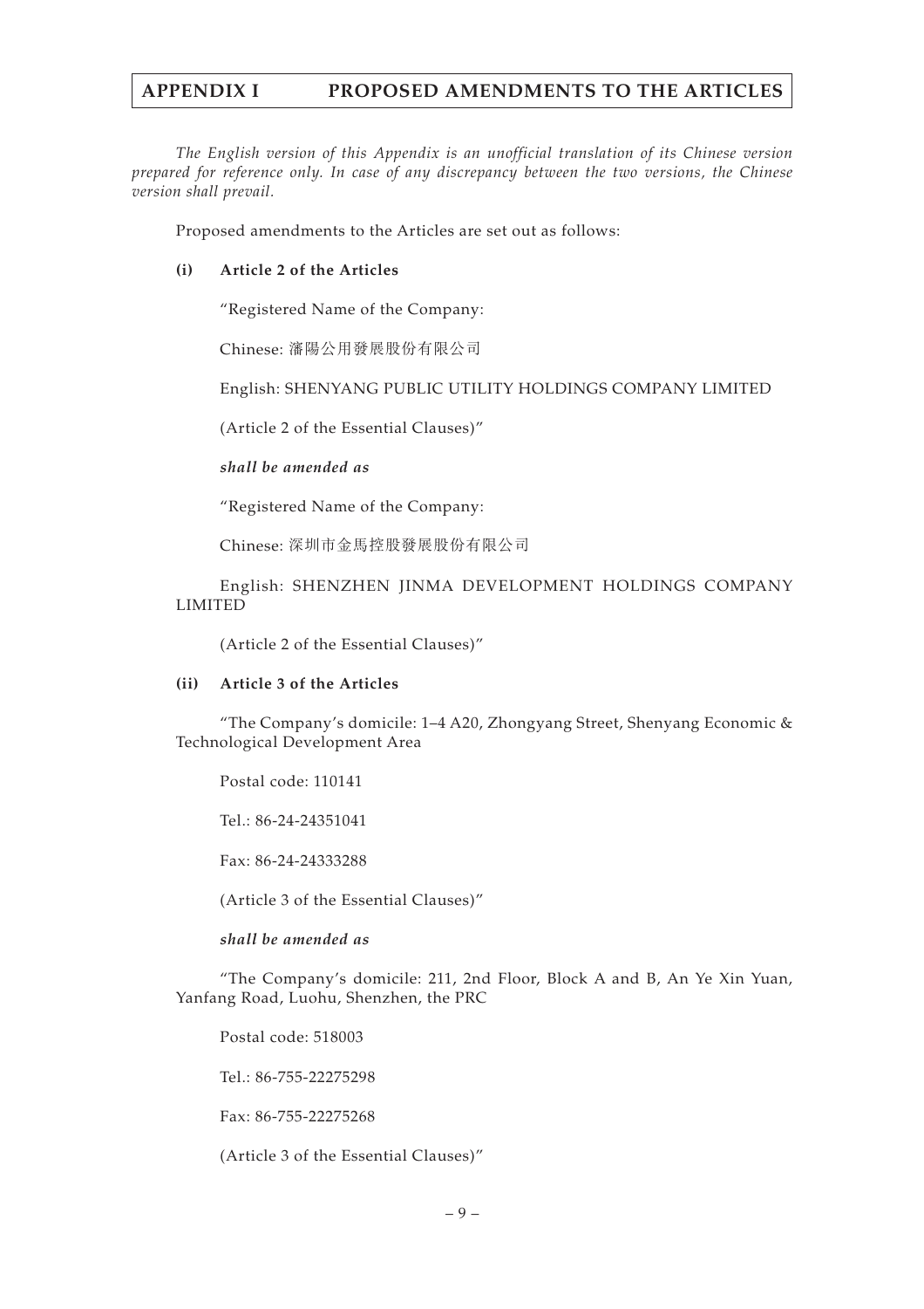# APPENDIX I PROPOSED AMENDMENTS TO THE ARTICLES

*The English version of this Appendix is an unofficial translation of its Chinese version prepared for reference only. In case of any discrepancy between the two versions, the Chinese version shall prevail.*

Proposed amendments to the Articles are set out as follows:

**(i) Article 2 of the Articles**

"Registered Name of the Company:

Chinese: 瀋陽公用發展股份有限公司

English: SHENYANG PUBLIC UTILITY HOLDINGS COMPANY LIMITED

(Article 2 of the Essential Clauses)"

***shall be amended as***

"Registered Name of the Company:

Chinese: 深圳市金馬控股發展股份有限公司

English: SHENZHEN JINMA DEVELOPMENT HOLDINGS COMPANY LIMITED

(Article 2 of the Essential Clauses)"

**(ii) Article 3 of the Articles**

"The Company's domicile: 1–4 A20, Zhongyang Street, Shenyang Economic & Technological Development Area

Postal code: 110141

Tel.: 86-24-24351041

Fax: 86-24-24333288

(Article 3 of the Essential Clauses)"

***shall be amended as***

"The Company's domicile: 211, 2nd Floor, Block A and B, An Ye Xin Yuan, Yanfang Road, Luohu, Shenzhen, the PRC

Postal code: 518003

Tel.: 86-755-22275298

Fax: 86-755-22275268

(Article 3 of the Essential Clauses)"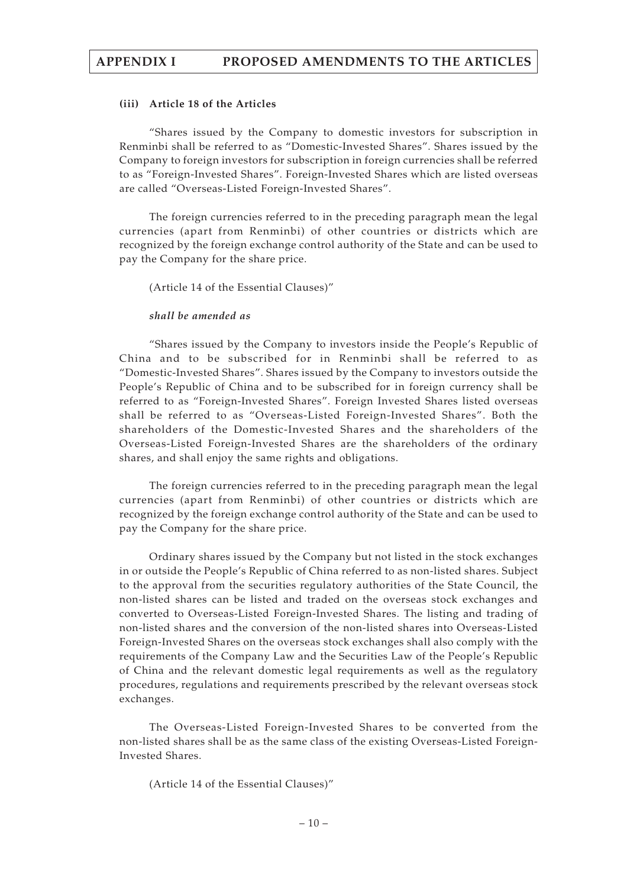#### (iii) Article 18 of the Articles

"Shares issued by the Company to domestic investors for subscription in Renminbi shall be referred to as "Domestic-Invested Shares". Shares issued by the Company to foreign investors for subscription in foreign currencies shall be referred to as "Foreign-Invested Shares". Foreign-Invested Shares which are listed overseas are called "Overseas-Listed Foreign-Invested Shares".

The foreign currencies referred to in the preceding paragraph mean the legal currencies (apart from Renminbi) of other countries or districts which are recognized by the foreign exchange control authority of the State and can be used to pay the Company for the share price.

(Article 14 of the Essential Clauses)"

***shall be amended as***

"Shares issued by the Company to investors inside the People's Republic of China and to be subscribed for in Renminbi shall be referred to as "Domestic-Invested Shares". Shares issued by the Company to investors outside the People's Republic of China and to be subscribed for in foreign currency shall be referred to as "Foreign-Invested Shares". Foreign Invested Shares listed overseas shall be referred to as "Overseas-Listed Foreign-Invested Shares". Both the shareholders of the Domestic-Invested Shares and the shareholders of the Overseas-Listed Foreign-Invested Shares are the shareholders of the ordinary shares, and shall enjoy the same rights and obligations.

The foreign currencies referred to in the preceding paragraph mean the legal currencies (apart from Renminbi) of other countries or districts which are recognized by the foreign exchange control authority of the State and can be used to pay the Company for the share price.

Ordinary shares issued by the Company but not listed in the stock exchanges in or outside the People's Republic of China referred to as non-listed shares. Subject to the approval from the securities regulatory authorities of the State Council, the non-listed shares can be listed and traded on the overseas stock exchanges and converted to Overseas-Listed Foreign-Invested Shares. The listing and trading of non-listed shares and the conversion of the non-listed shares into Overseas-Listed Foreign-Invested Shares on the overseas stock exchanges shall also comply with the requirements of the Company Law and the Securities Law of the People's Republic of China and the relevant domestic legal requirements as well as the regulatory procedures, regulations and requirements prescribed by the relevant overseas stock exchanges.

The Overseas-Listed Foreign-Invested Shares to be converted from the non-listed shares shall be as the same class of the existing Overseas-Listed Foreign-Invested Shares.

(Article 14 of the Essential Clauses)"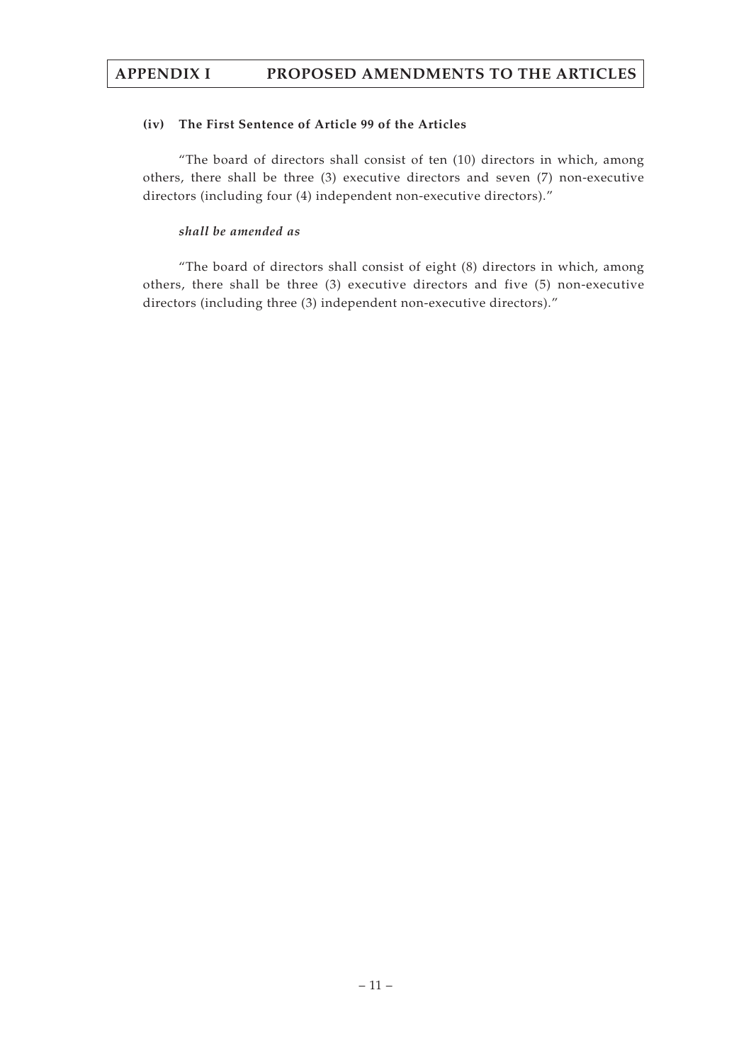**(iv) The First Sentence of Article 99 of the Articles**

"The board of directors shall consist of ten (10) directors in which, among others, there shall be three (3) executive directors and seven (7) non-executive directors (including four (4) independent non-executive directors)."

***shall be amended as***

"The board of directors shall consist of eight (8) directors in which, among others, there shall be three (3) executive directors and five (5) non-executive directors (including three (3) independent non-executive directors)."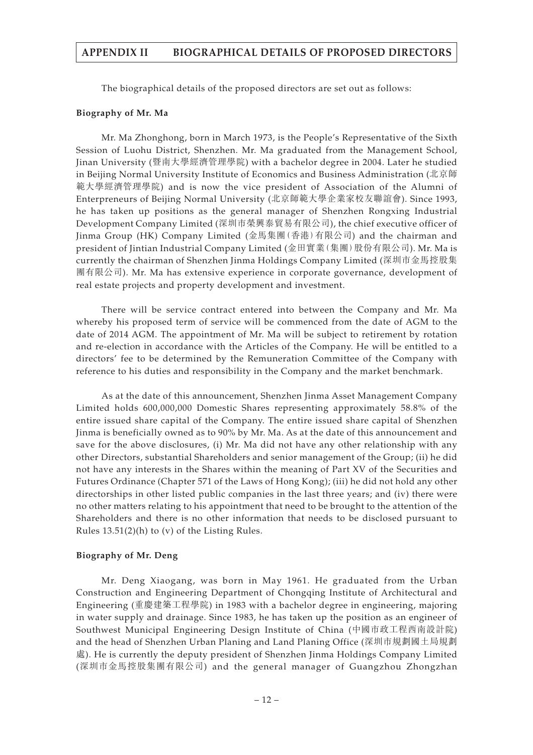# APPENDIX II BIOGRAPHICAL DETAILS OF PROPOSED DIRECTORS

The biographical details of the proposed directors are set out as follows:

**Biography of Mr. Ma**

Mr. Ma Zhonghong, born in March 1973, is the People's Representative of the Sixth Session of Luohu District, Shenzhen. Mr. Ma graduated from the Management School, Jinan University (暨南大學經濟管理學院) with a bachelor degree in 2004. Later he studied in Beijing Normal University Institute of Economics and Business Administration (北京師範大學經濟管理學院) and is now the vice president of Association of the Alumni of Enterpreneurs of Beijing Normal University (北京師範大學企業家校友聯誼會). Since 1993, he has taken up positions as the general manager of Shenzhen Rongxing Industrial Development Company Limited (深圳市榮興泰貿易有限公司), the chief executive officer of Jinma Group (HK) Company Limited (金馬集團(香港)有限公司) and the chairman and president of Jintian Industrial Company Limited (金田實業(集團)股份有限公司). Mr. Ma is currently the chairman of Shenzhen Jinma Holdings Company Limited (深圳市金馬控股集團有限公司). Mr. Ma has extensive experience in corporate governance, development of real estate projects and property development and investment.

There will be service contract entered into between the Company and Mr. Ma whereby his proposed term of service will be commenced from the date of AGM to the date of 2014 AGM. The appointment of Mr. Ma will be subject to retirement by rotation and re-election in accordance with the Articles of the Company. He will be entitled to a directors' fee to be determined by the Remuneration Committee of the Company with reference to his duties and responsibility in the Company and the market benchmark.

As at the date of this announcement, Shenzhen Jinma Asset Management Company Limited holds 600,000,000 Domestic Shares representing approximately 58.8% of the entire issued share capital of the Company. The entire issued share capital of Shenzhen Jinma is beneficially owned as to 90% by Mr. Ma. As at the date of this announcement and save for the above disclosures, (i) Mr. Ma did not have any other relationship with any other Directors, substantial Shareholders and senior management of the Group; (ii) he did not have any interests in the Shares within the meaning of Part XV of the Securities and Futures Ordinance (Chapter 571 of the Laws of Hong Kong); (iii) he did not hold any other directorships in other listed public companies in the last three years; and (iv) there were no other matters relating to his appointment that need to be brought to the attention of the Shareholders and there is no other information that needs to be disclosed pursuant to Rules 13.51(2)(h) to (v) of the Listing Rules.

**Biography of Mr. Deng**

Mr. Deng Xiaogang, was born in May 1961. He graduated from the Urban Construction and Engineering Department of Chongqing Institute of Architectural and Engineering (重慶建築工程學院) in 1983 with a bachelor degree in engineering, majoring in water supply and drainage. Since 1983, he has taken up the position as an engineer of Southwest Municipal Engineering Design Institute of China (中國市政工程西南設計院) and the head of Shenzhen Urban Planing and Land Planing Office (深圳市規劃國土局規劃處). He is currently the deputy president of Shenzhen Jinma Holdings Company Limited (深圳市金馬控股集團有限公司) and the general manager of Guangzhou Zhongzhan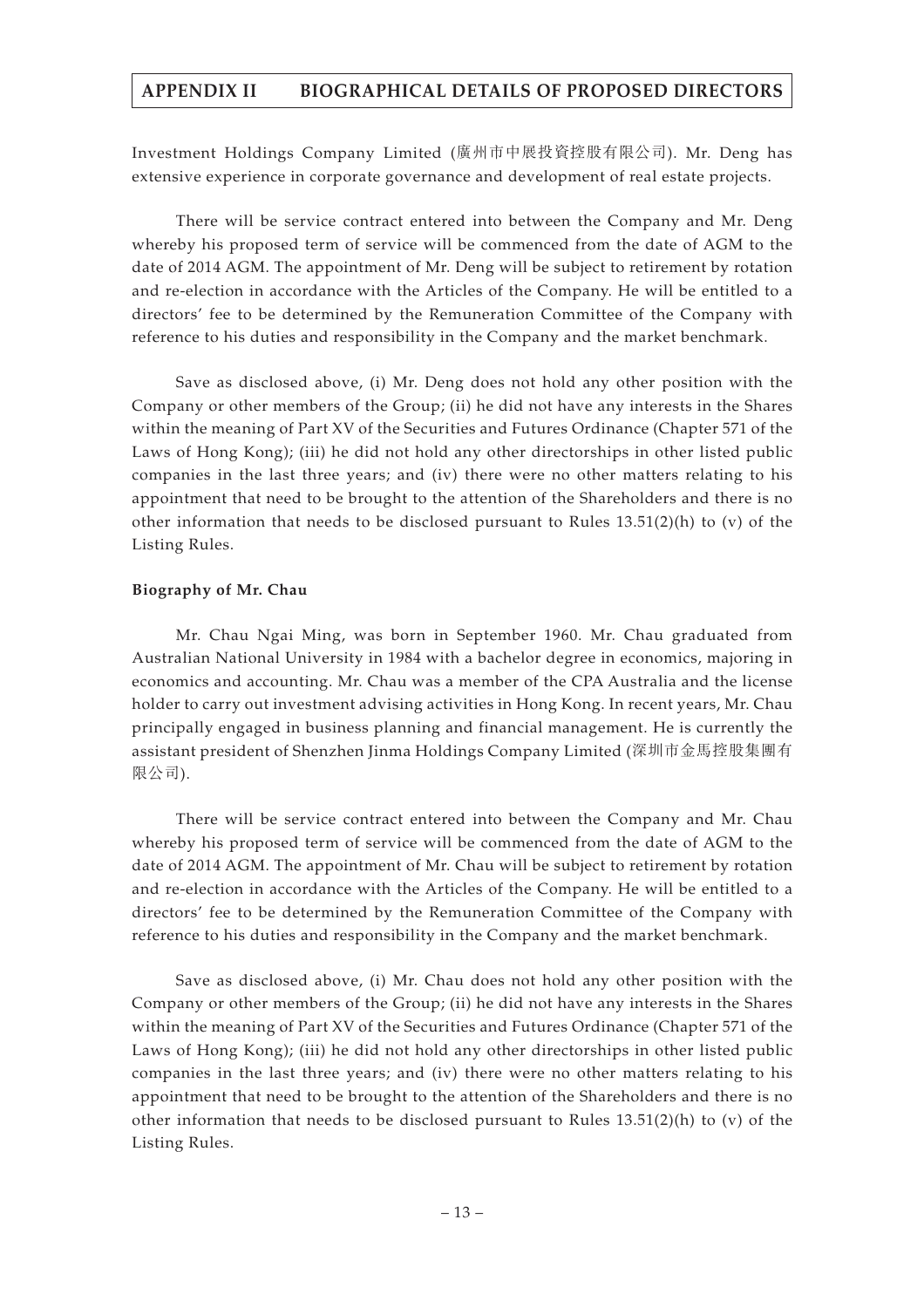Investment Holdings Company Limited (廣州市中展投資控股有限公司). Mr. Deng has extensive experience in corporate governance and development of real estate projects.

There will be service contract entered into between the Company and Mr. Deng whereby his proposed term of service will be commenced from the date of AGM to the date of 2014 AGM. The appointment of Mr. Deng will be subject to retirement by rotation and re-election in accordance with the Articles of the Company. He will be entitled to a directors' fee to be determined by the Remuneration Committee of the Company with reference to his duties and responsibility in the Company and the market benchmark.

Save as disclosed above, (i) Mr. Deng does not hold any other position with the Company or other members of the Group; (ii) he did not have any interests in the Shares within the meaning of Part XV of the Securities and Futures Ordinance (Chapter 571 of the Laws of Hong Kong); (iii) he did not hold any other directorships in other listed public companies in the last three years; and (iv) there were no other matters relating to his appointment that need to be brought to the attention of the Shareholders and there is no other information that needs to be disclosed pursuant to Rules 13.51(2)(h) to (v) of the Listing Rules.

**Biography of Mr. Chau**

Mr. Chau Ngai Ming, was born in September 1960. Mr. Chau graduated from Australian National University in 1984 with a bachelor degree in economics, majoring in economics and accounting. Mr. Chau was a member of the CPA Australia and the license holder to carry out investment advising activities in Hong Kong. In recent years, Mr. Chau principally engaged in business planning and financial management. He is currently the assistant president of Shenzhen Jinma Holdings Company Limited (深圳市金馬控股集團有限公司).

There will be service contract entered into between the Company and Mr. Chau whereby his proposed term of service will be commenced from the date of AGM to the date of 2014 AGM. The appointment of Mr. Chau will be subject to retirement by rotation and re-election in accordance with the Articles of the Company. He will be entitled to a directors' fee to be determined by the Remuneration Committee of the Company with reference to his duties and responsibility in the Company and the market benchmark.

Save as disclosed above, (i) Mr. Chau does not hold any other position with the Company or other members of the Group; (ii) he did not have any interests in the Shares within the meaning of Part XV of the Securities and Futures Ordinance (Chapter 571 of the Laws of Hong Kong); (iii) he did not hold any other directorships in other listed public companies in the last three years; and (iv) there were no other matters relating to his appointment that need to be brought to the attention of the Shareholders and there is no other information that needs to be disclosed pursuant to Rules 13.51(2)(h) to (v) of the Listing Rules.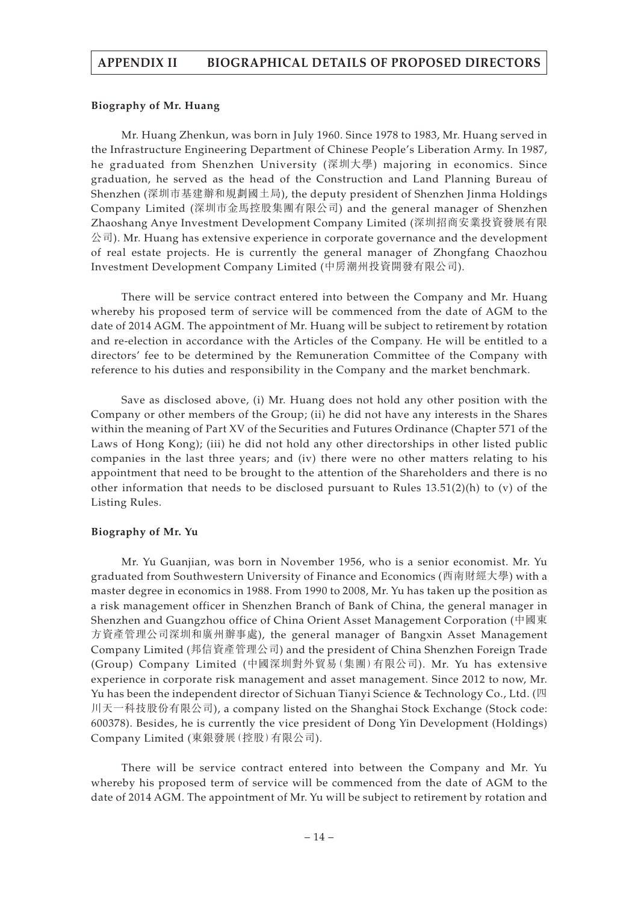### Biography of Mr. Huang

Mr. Huang Zhenkun, was born in July 1960. Since 1978 to 1983, Mr. Huang served in the Infrastructure Engineering Department of Chinese People's Liberation Army. In 1987, he graduated from Shenzhen University (深圳大學) majoring in economics. Since graduation, he served as the head of the Construction and Land Planning Bureau of Shenzhen (深圳市基建辦和規劃國土局), the deputy president of Shenzhen Jinma Holdings Company Limited (深圳市金馬控股集團有限公司) and the general manager of Shenzhen Zhaoshang Anye Investment Development Company Limited (深圳招商安業投資發展有限公司). Mr. Huang has extensive experience in corporate governance and the development of real estate projects. He is currently the general manager of Zhongfang Chaozhou Investment Development Company Limited (中房潮州投資開發有限公司).

There will be service contract entered into between the Company and Mr. Huang whereby his proposed term of service will be commenced from the date of AGM to the date of 2014 AGM. The appointment of Mr. Huang will be subject to retirement by rotation and re-election in accordance with the Articles of the Company. He will be entitled to a directors' fee to be determined by the Remuneration Committee of the Company with reference to his duties and responsibility in the Company and the market benchmark.

Save as disclosed above, (i) Mr. Huang does not hold any other position with the Company or other members of the Group; (ii) he did not have any interests in the Shares within the meaning of Part XV of the Securities and Futures Ordinance (Chapter 571 of the Laws of Hong Kong); (iii) he did not hold any other directorships in other listed public companies in the last three years; and (iv) there were no other matters relating to his appointment that need to be brought to the attention of the Shareholders and there is no other information that needs to be disclosed pursuant to Rules 13.51(2)(h) to (v) of the Listing Rules.

### Biography of Mr. Yu

Mr. Yu Guanjian, was born in November 1956, who is a senior economist. Mr. Yu graduated from Southwestern University of Finance and Economics (西南財經大學) with a master degree in economics in 1988. From 1990 to 2008, Mr. Yu has taken up the position as a risk management officer in Shenzhen Branch of Bank of China, the general manager in Shenzhen and Guangzhou office of China Orient Asset Management Corporation (中國東方資產管理公司深圳和廣州辦事處), the general manager of Bangxin Asset Management Company Limited (邦信資產管理公司) and the president of China Shenzhen Foreign Trade (Group) Company Limited (中國深圳對外貿易(集團)有限公司). Mr. Yu has extensive experience in corporate risk management and asset management. Since 2012 to now, Mr. Yu has been the independent director of Sichuan Tianyi Science & Technology Co., Ltd. (四川天一科技股份有限公司), a company listed on the Shanghai Stock Exchange (Stock code: 600378). Besides, he is currently the vice president of Dong Yin Development (Holdings) Company Limited (東銀發展(控股)有限公司).

There will be service contract entered into between the Company and Mr. Yu whereby his proposed term of service will be commenced from the date of AGM to the date of 2014 AGM. The appointment of Mr. Yu will be subject to retirement by rotation and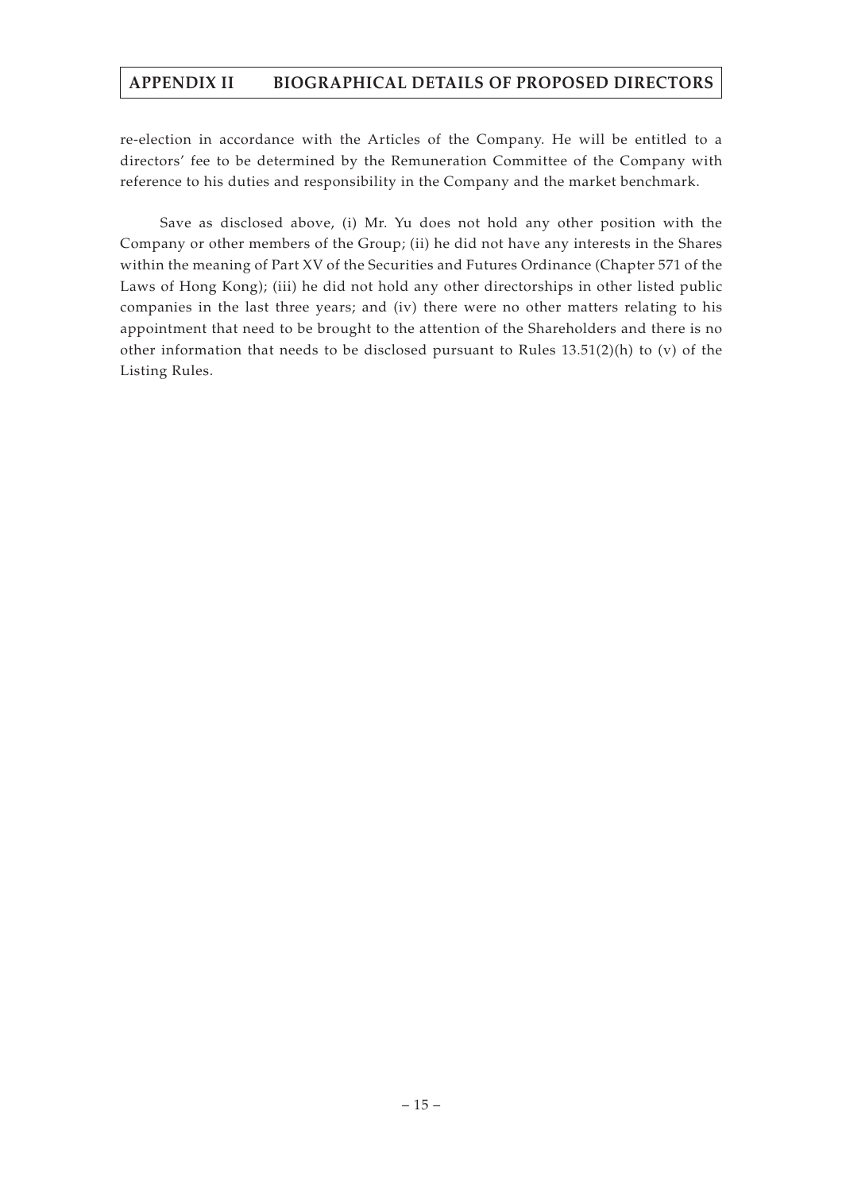re-election in accordance with the Articles of the Company. He will be entitled to a directors' fee to be determined by the Remuneration Committee of the Company with reference to his duties and responsibility in the Company and the market benchmark.

Save as disclosed above, (i) Mr. Yu does not hold any other position with the Company or other members of the Group; (ii) he did not have any interests in the Shares within the meaning of Part XV of the Securities and Futures Ordinance (Chapter 571 of the Laws of Hong Kong); (iii) he did not hold any other directorships in other listed public companies in the last three years; and (iv) there were no other matters relating to his appointment that need to be brought to the attention of the Shareholders and there is no other information that needs to be disclosed pursuant to Rules 13.51(2)(h) to (v) of the Listing Rules.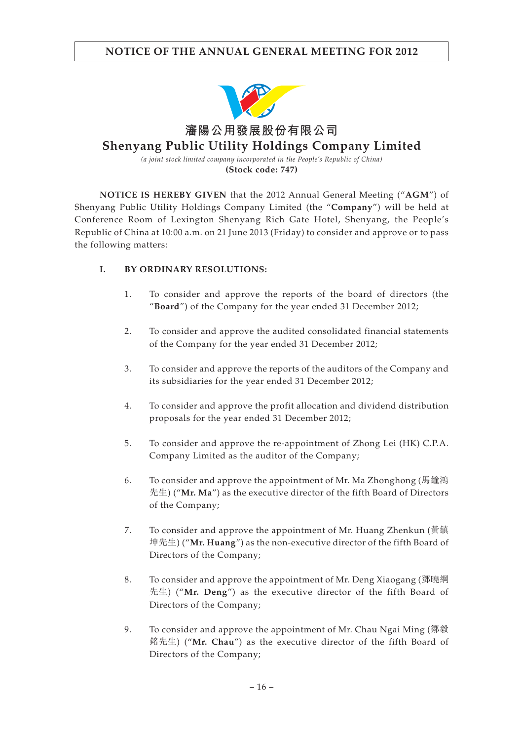# NOTICE OF THE ANNUAL GENERAL MEETING FOR 2012

## 瀋陽公用發展股份有限公司

## Shenyang Public Utility Holdings Company Limited

*(a joint stock limited company incorporated in the People's Republic of China)*

**(Stock code: 747)**

**NOTICE IS HEREBY GIVEN** that the 2012 Annual General Meeting ("**AGM**") of Shenyang Public Utility Holdings Company Limited (the "**Company**") will be held at Conference Room of Lexington Shenyang Rich Gate Hotel, Shenyang, the People's Republic of China at 10:00 a.m. on 21 June 2013 (Friday) to consider and approve or to pass the following matters:

**I. BY ORDINARY RESOLUTIONS:**

1. To consider and approve the reports of the board of directors (the "**Board**") of the Company for the year ended 31 December 2012;

2. To consider and approve the audited consolidated financial statements of the Company for the year ended 31 December 2012;

3. To consider and approve the reports of the auditors of the Company and its subsidiaries for the year ended 31 December 2012;

4. To consider and approve the profit allocation and dividend distribution proposals for the year ended 31 December 2012;

5. To consider and approve the re-appointment of Zhong Lei (HK) C.P.A. Company Limited as the auditor of the Company;

6. To consider and approve the appointment of Mr. Ma Zhonghong (馬鐘鴻先生) ("**Mr. Ma**") as the executive director of the fifth Board of Directors of the Company;

7. To consider and approve the appointment of Mr. Huang Zhenkun (黃鎮坤先生) ("**Mr. Huang**") as the non-executive director of the fifth Board of Directors of the Company;

8. To consider and approve the appointment of Mr. Deng Xiaogang (鄧曉綱先生) ("**Mr. Deng**") as the executive director of the fifth Board of Directors of the Company;

9. To consider and approve the appointment of Mr. Chau Ngai Ming (鄒毅銘先生) ("**Mr. Chau**") as the executive director of the fifth Board of Directors of the Company;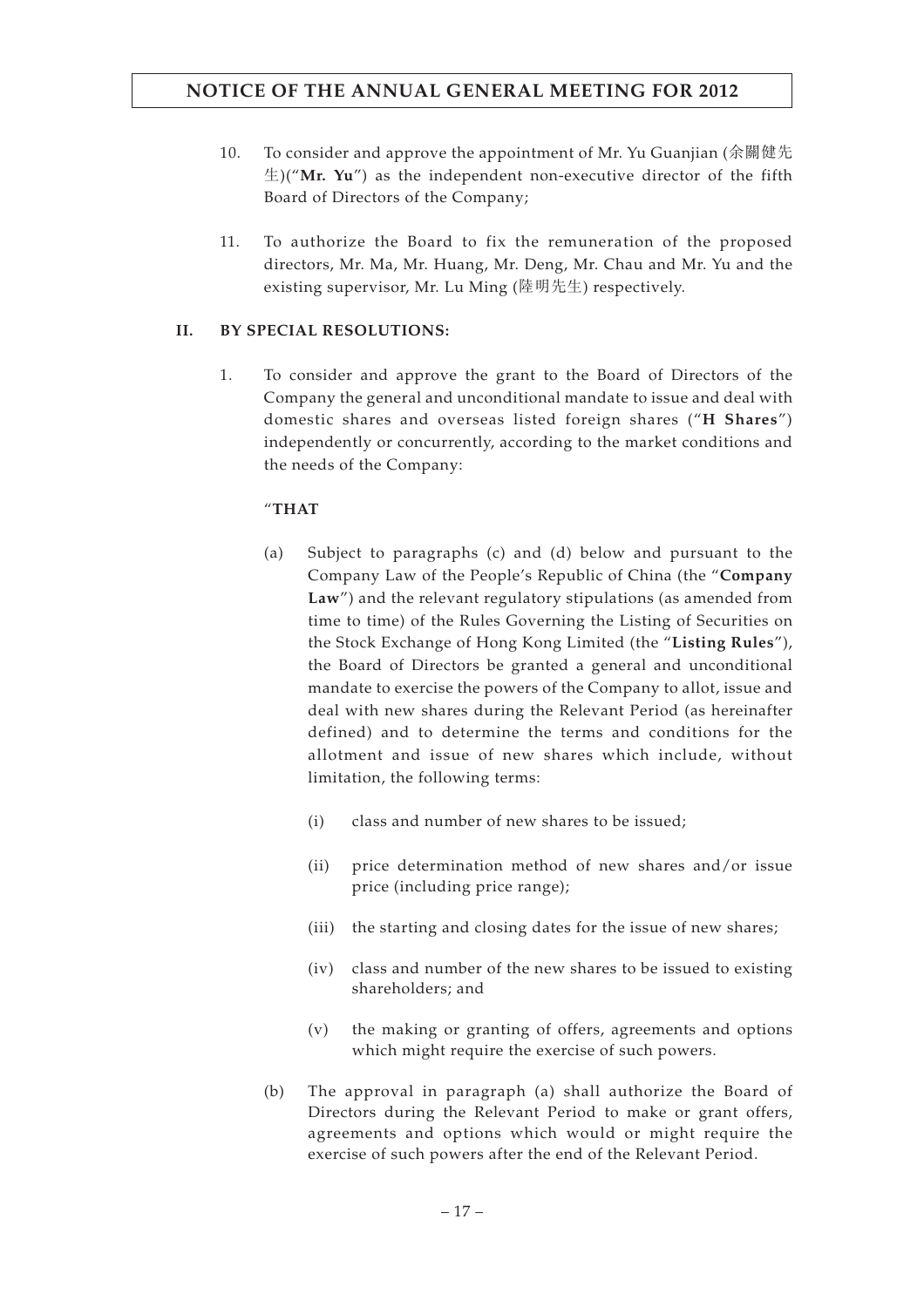10. To consider and approve the appointment of Mr. Yu Guanjian (余關健先生)("**Mr. Yu**") as the independent non-executive director of the fifth Board of Directors of the Company;

11. To authorize the Board to fix the remuneration of the proposed directors, Mr. Ma, Mr. Huang, Mr. Deng, Mr. Chau and Mr. Yu and the existing supervisor, Mr. Lu Ming (陸明先生) respectively.

**II. BY SPECIAL RESOLUTIONS:**

1. To consider and approve the grant to the Board of Directors of the Company the general and unconditional mandate to issue and deal with domestic shares and overseas listed foreign shares ("**H Shares**") independently or concurrently, according to the market conditions and the needs of the Company:

   "**THAT**

   (a) Subject to paragraphs (c) and (d) below and pursuant to the Company Law of the People's Republic of China (the "**Company Law**") and the relevant regulatory stipulations (as amended from time to time) of the Rules Governing the Listing of Securities on the Stock Exchange of Hong Kong Limited (the "**Listing Rules**"), the Board of Directors be granted a general and unconditional mandate to exercise the powers of the Company to allot, issue and deal with new shares during the Relevant Period (as hereinafter defined) and to determine the terms and conditions for the allotment and issue of new shares which include, without limitation, the following terms:

      (i) class and number of new shares to be issued;

      (ii) price determination method of new shares and/or issue price (including price range);

      (iii) the starting and closing dates for the issue of new shares;

      (iv) class and number of the new shares to be issued to existing shareholders; and

      (v) the making or granting of offers, agreements and options which might require the exercise of such powers.

   (b) The approval in paragraph (a) shall authorize the Board of Directors during the Relevant Period to make or grant offers, agreements and options which would or might require the exercise of such powers after the end of the Relevant Period.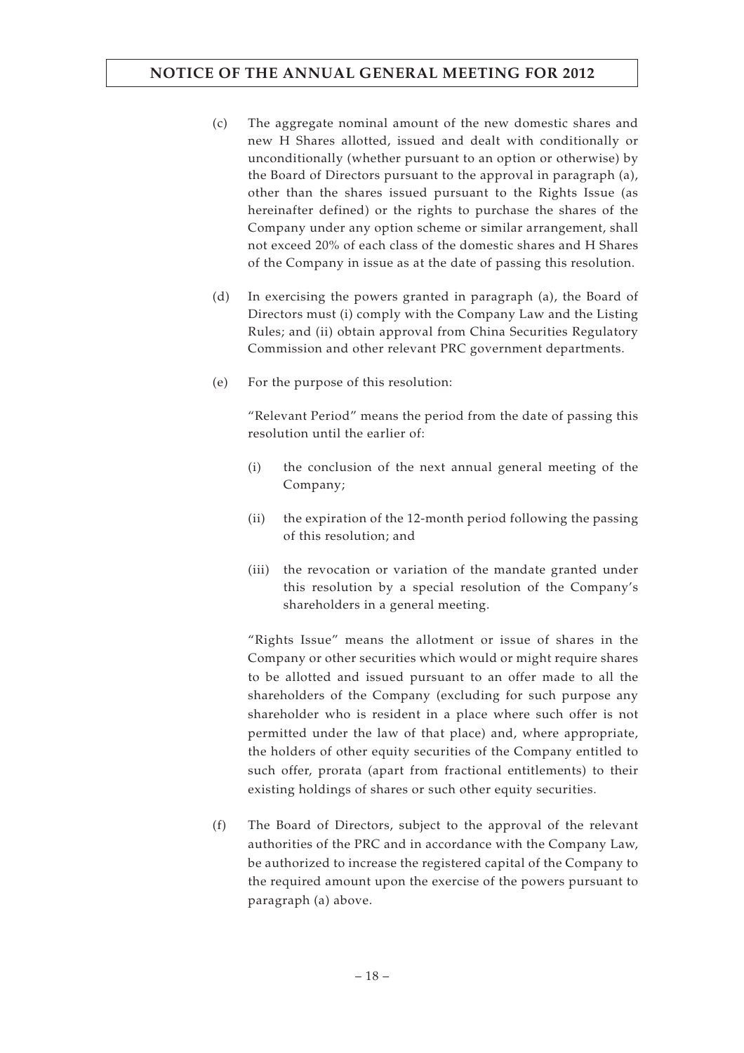(c) The aggregate nominal amount of the new domestic shares and new H Shares allotted, issued and dealt with conditionally or unconditionally (whether pursuant to an option or otherwise) by the Board of Directors pursuant to the approval in paragraph (a), other than the shares issued pursuant to the Rights Issue (as hereinafter defined) or the rights to purchase the shares of the Company under any option scheme or similar arrangement, shall not exceed 20% of each class of the domestic shares and H Shares of the Company in issue as at the date of passing this resolution.

(d) In exercising the powers granted in paragraph (a), the Board of Directors must (i) comply with the Company Law and the Listing Rules; and (ii) obtain approval from China Securities Regulatory Commission and other relevant PRC government departments.

(e) For the purpose of this resolution:

"Relevant Period" means the period from the date of passing this resolution until the earlier of:

(i) the conclusion of the next annual general meeting of the Company;

(ii) the expiration of the 12-month period following the passing of this resolution; and

(iii) the revocation or variation of the mandate granted under this resolution by a special resolution of the Company's shareholders in a general meeting.

"Rights Issue" means the allotment or issue of shares in the Company or other securities which would or might require shares to be allotted and issued pursuant to an offer made to all the shareholders of the Company (excluding for such purpose any shareholder who is resident in a place where such offer is not permitted under the law of that place) and, where appropriate, the holders of other equity securities of the Company entitled to such offer, prorata (apart from fractional entitlements) to their existing holdings of shares or such other equity securities.

(f) The Board of Directors, subject to the approval of the relevant authorities of the PRC and in accordance with the Company Law, be authorized to increase the registered capital of the Company to the required amount upon the exercise of the powers pursuant to paragraph (a) above.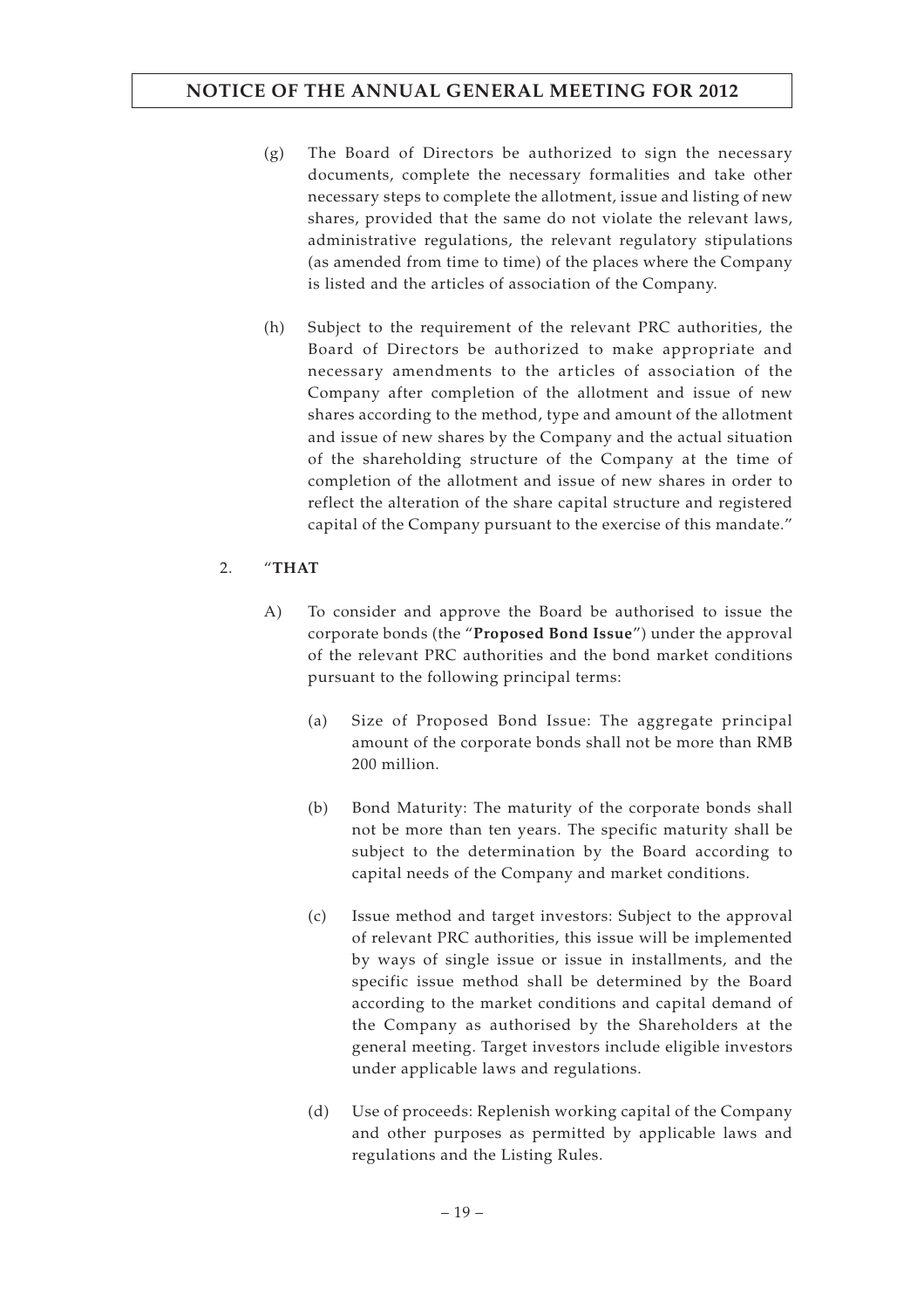(g) The Board of Directors be authorized to sign the necessary documents, complete the necessary formalities and take other necessary steps to complete the allotment, issue and listing of new shares, provided that the same do not violate the relevant laws, administrative regulations, the relevant regulatory stipulations (as amended from time to time) of the places where the Company is listed and the articles of association of the Company.

(h) Subject to the requirement of the relevant PRC authorities, the Board of Directors be authorized to make appropriate and necessary amendments to the articles of association of the Company after completion of the allotment and issue of new shares according to the method, type and amount of the allotment and issue of new shares by the Company and the actual situation of the shareholding structure of the Company at the time of completion of the allotment and issue of new shares in order to reflect the alteration of the share capital structure and registered capital of the Company pursuant to the exercise of this mandate."

2. "**THAT**

A) To consider and approve the Board be authorised to issue the corporate bonds (the "**Proposed Bond Issue**") under the approval of the relevant PRC authorities and the bond market conditions pursuant to the following principal terms:

(a) Size of Proposed Bond Issue: The aggregate principal amount of the corporate bonds shall not be more than RMB 200 million.

(b) Bond Maturity: The maturity of the corporate bonds shall not be more than ten years. The specific maturity shall be subject to the determination by the Board according to capital needs of the Company and market conditions.

(c) Issue method and target investors: Subject to the approval of relevant PRC authorities, this issue will be implemented by ways of single issue or issue in installments, and the specific issue method shall be determined by the Board according to the market conditions and capital demand of the Company as authorised by the Shareholders at the general meeting. Target investors include eligible investors under applicable laws and regulations.

(d) Use of proceeds: Replenish working capital of the Company and other purposes as permitted by applicable laws and regulations and the Listing Rules.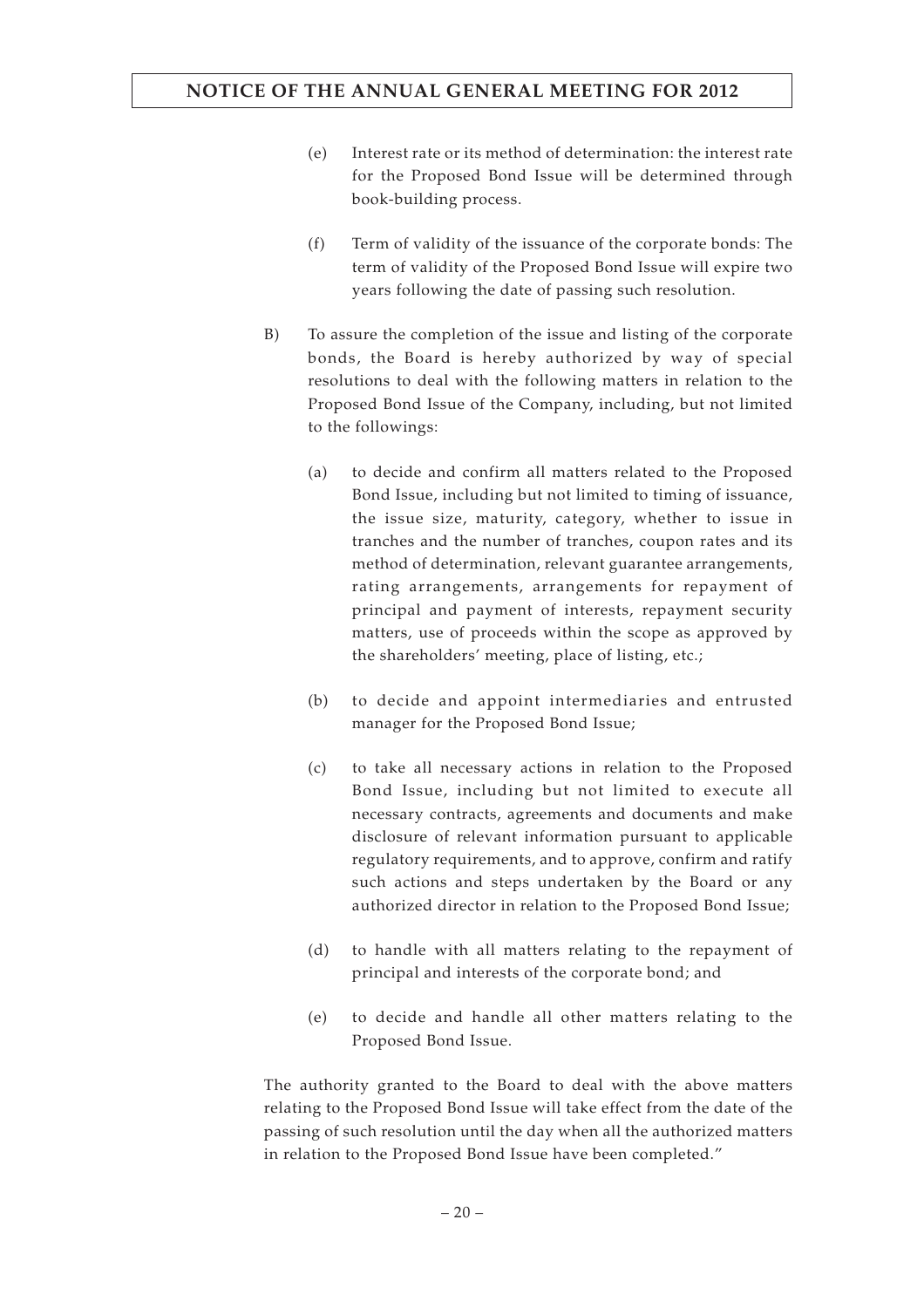(e) Interest rate or its method of determination: the interest rate for the Proposed Bond Issue will be determined through book-building process.

(f) Term of validity of the issuance of the corporate bonds: The term of validity of the Proposed Bond Issue will expire two years following the date of passing such resolution.

B) To assure the completion of the issue and listing of the corporate bonds, the Board is hereby authorized by way of special resolutions to deal with the following matters in relation to the Proposed Bond Issue of the Company, including, but not limited to the followings:

(a) to decide and confirm all matters related to the Proposed Bond Issue, including but not limited to timing of issuance, the issue size, maturity, category, whether to issue in tranches and the number of tranches, coupon rates and its method of determination, relevant guarantee arrangements, rating arrangements, arrangements for repayment of principal and payment of interests, repayment security matters, use of proceeds within the scope as approved by the shareholders' meeting, place of listing, etc.;

(b) to decide and appoint intermediaries and entrusted manager for the Proposed Bond Issue;

(c) to take all necessary actions in relation to the Proposed Bond Issue, including but not limited to execute all necessary contracts, agreements and documents and make disclosure of relevant information pursuant to applicable regulatory requirements, and to approve, confirm and ratify such actions and steps undertaken by the Board or any authorized director in relation to the Proposed Bond Issue;

(d) to handle with all matters relating to the repayment of principal and interests of the corporate bond; and

(e) to decide and handle all other matters relating to the Proposed Bond Issue.

The authority granted to the Board to deal with the above matters relating to the Proposed Bond Issue will take effect from the date of the passing of such resolution until the day when all the authorized matters in relation to the Proposed Bond Issue have been completed."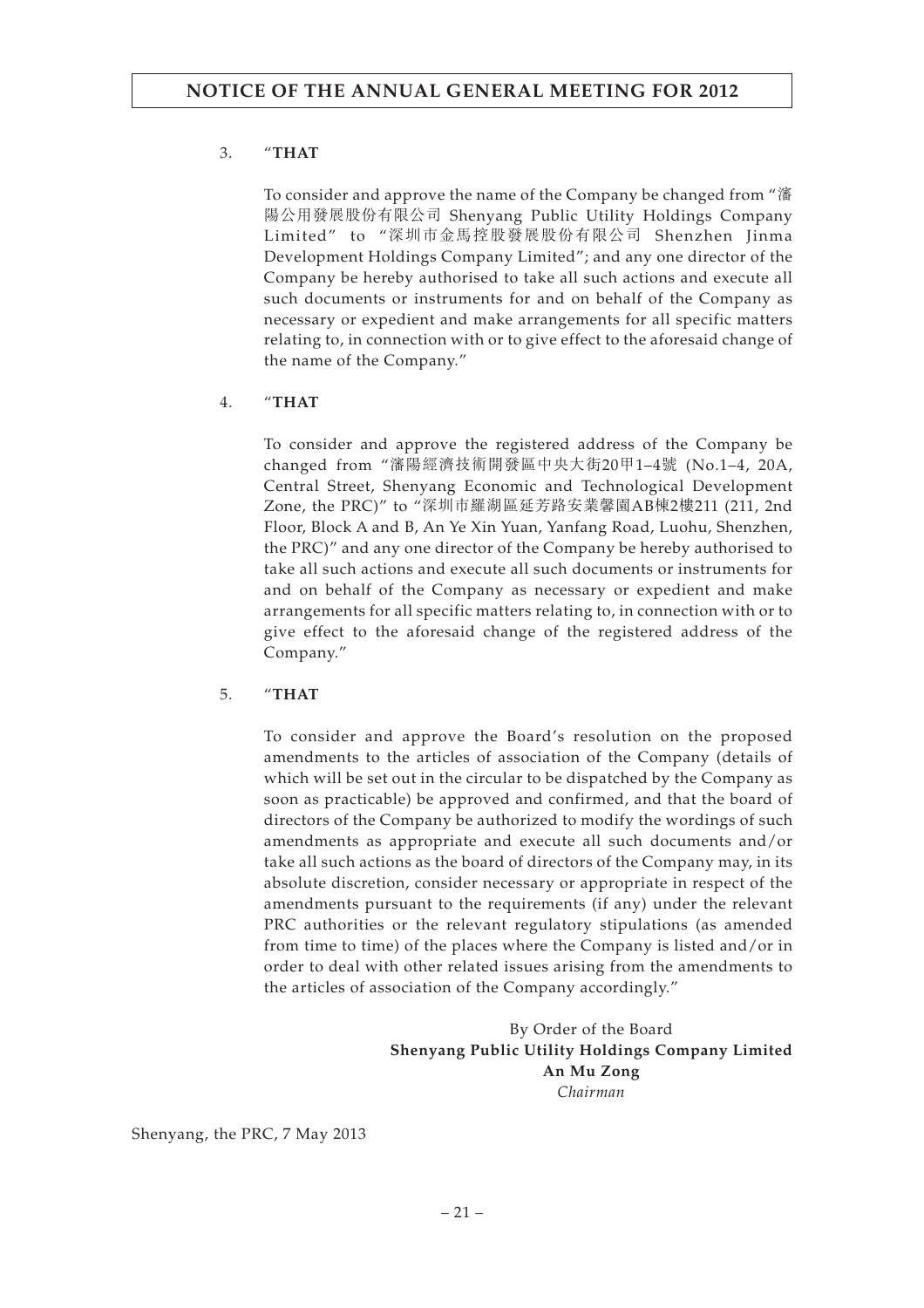3. "**THAT**

   To consider and approve the name of the Company be changed from "瀋陽公用發展股份有限公司 Shenyang Public Utility Holdings Company Limited" to "深圳市金馬控股發展股份有限公司 Shenzhen Jinma Development Holdings Company Limited"; and any one director of the Company be hereby authorised to take all such actions and execute all such documents or instruments for and on behalf of the Company as necessary or expedient and make arrangements for all specific matters relating to, in connection with or to give effect to the aforesaid change of the name of the Company."

4. "**THAT**

   To consider and approve the registered address of the Company be changed from "瀋陽經濟技術開發區中央大街20甲1–4號 (No.1–4, 20A, Central Street, Shenyang Economic and Technological Development Zone, the PRC)" to "深圳市羅湖區延芳路安業馨園AB棟2樓211 (211, 2nd Floor, Block A and B, An Ye Xin Yuan, Yanfang Road, Luohu, Shenzhen, the PRC)" and any one director of the Company be hereby authorised to take all such actions and execute all such documents or instruments for and on behalf of the Company as necessary or expedient and make arrangements for all specific matters relating to, in connection with or to give effect to the aforesaid change of the registered address of the Company."

5. "**THAT**

   To consider and approve the Board's resolution on the proposed amendments to the articles of association of the Company (details of which will be set out in the circular to be dispatched by the Company as soon as practicable) be approved and confirmed, and that the board of directors of the Company be authorized to modify the wordings of such amendments as appropriate and execute all such documents and/or take all such actions as the board of directors of the Company may, in its absolute discretion, consider necessary or appropriate in respect of the amendments pursuant to the requirements (if any) under the relevant PRC authorities or the relevant regulatory stipulations (as amended from time to time) of the places where the Company is listed and/or in order to deal with other related issues arising from the amendments to the articles of association of the Company accordingly."

By Order of the Board
**Shenyang Public Utility Holdings Company Limited**
**An Mu Zong**
*Chairman*

Shenyang, the PRC, 7 May 2013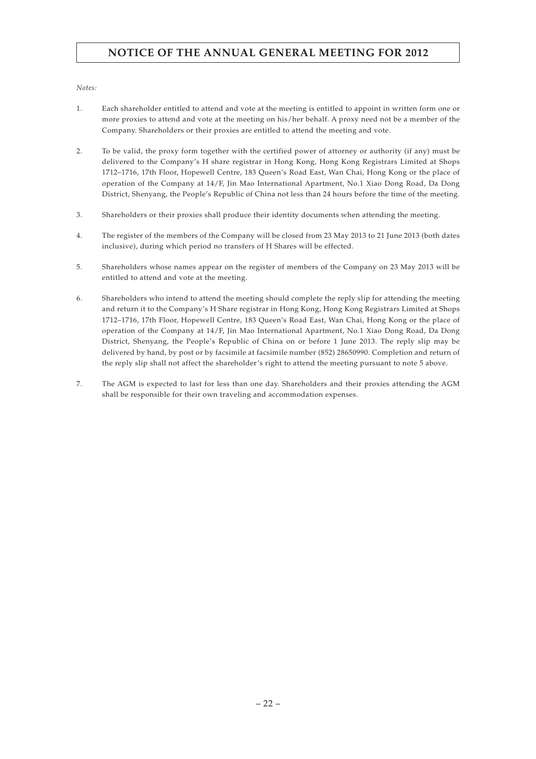# NOTICE OF THE ANNUAL GENERAL MEETING FOR 2012

*Notes:*

1. Each shareholder entitled to attend and vote at the meeting is entitled to appoint in written form one or more proxies to attend and vote at the meeting on his/her behalf. A proxy need not be a member of the Company. Shareholders or their proxies are entitled to attend the meeting and vote.

2. To be valid, the proxy form together with the certified power of attorney or authority (if any) must be delivered to the Company's H share registrar in Hong Kong, Hong Kong Registrars Limited at Shops 1712–1716, 17th Floor, Hopewell Centre, 183 Queen's Road East, Wan Chai, Hong Kong or the place of operation of the Company at 14/F, Jin Mao International Apartment, No.1 Xiao Dong Road, Da Dong District, Shenyang, the People's Republic of China not less than 24 hours before the time of the meeting.

3. Shareholders or their proxies shall produce their identity documents when attending the meeting.

4. The register of the members of the Company will be closed from 23 May 2013 to 21 June 2013 (both dates inclusive), during which period no transfers of H Shares will be effected.

5. Shareholders whose names appear on the register of members of the Company on 23 May 2013 will be entitled to attend and vote at the meeting.

6. Shareholders who intend to attend the meeting should complete the reply slip for attending the meeting and return it to the Company's H Share registrar in Hong Kong, Hong Kong Registrars Limited at Shops 1712–1716, 17th Floor, Hopewell Centre, 183 Queen's Road East, Wan Chai, Hong Kong or the place of operation of the Company at 14/F, Jin Mao International Apartment, No.1 Xiao Dong Road, Da Dong District, Shenyang, the People's Republic of China on or before 1 June 2013. The reply slip may be delivered by hand, by post or by facsimile at facsimile number (852) 28650990. Completion and return of the reply slip shall not affect the shareholder's right to attend the meeting pursuant to note 5 above.

7. The AGM is expected to last for less than one day. Shareholders and their proxies attending the AGM shall be responsible for their own traveling and accommodation expenses.